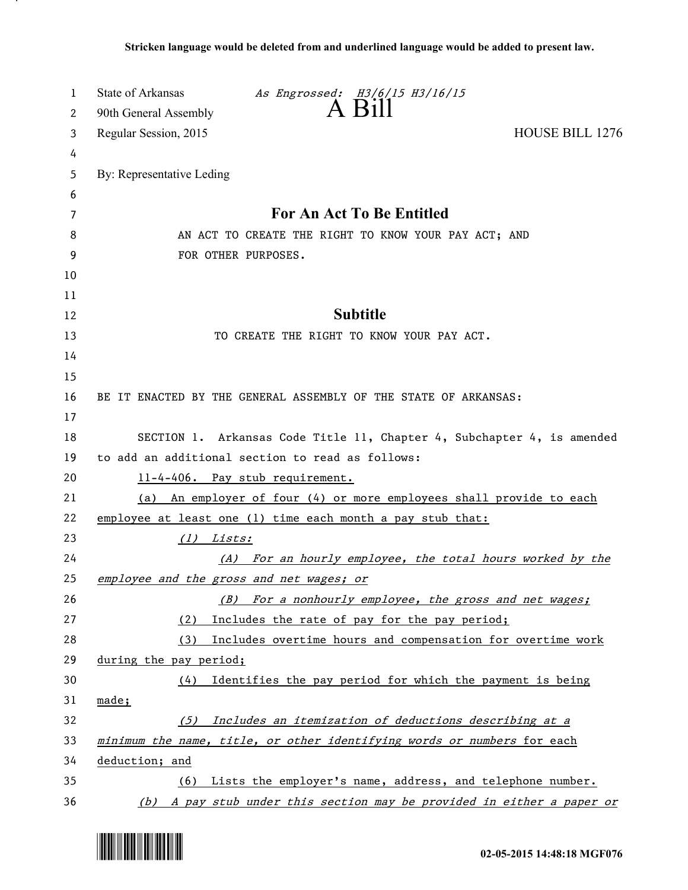**Stricken language would be deleted from and underlined language would be added to present law.**

State of Arkansas *As Engrossed: H3/6/15 H3/16/15*
90th General Assembly
# A Bill
Regular Session, 2015 HOUSE BILL 1276

By: Representative Leding

## For An Act To Be Entitled

AN ACT TO CREATE THE RIGHT TO KNOW YOUR PAY ACT; AND FOR OTHER PURPOSES.

## Subtitle

TO CREATE THE RIGHT TO KNOW YOUR PAY ACT.

BE IT ENACTED BY THE GENERAL ASSEMBLY OF THE STATE OF ARKANSAS:

SECTION 1. Arkansas Code Title 11, Chapter 4, Subchapter 4, is amended to add an additional section to read as follows:

<u>11-4-406. Pay stub requirement.</u>

<u>(a) An employer of four (4) or more employees shall provide to each employee at least one (1) time each month a pay stub that:</u>

<u>*(1) Lists:*</u>

<u>*(A) For an hourly employee, the total hours worked by the employee and the gross and net wages; or*</u>

<u>*(B) For a nonhourly employee, the gross and net wages;*</u>

<u>(2) Includes the rate of pay for the pay period;</u>

<u>(3) Includes overtime hours and compensation for overtime work during the pay period;</u>

<u>(4) Identifies the pay period for which the payment is being made;</u>

<u>*(5) Includes an itemization of deductions describing at a minimum the name, title, or other identifying words or numbers* for each deduction; and</u>

<u>(6) Lists the employer's name, address, and telephone number.</u>

<u>*(b) A pay stub under this section may be provided in either a paper or*</u>

02-05-2015 14:48:18 MGF076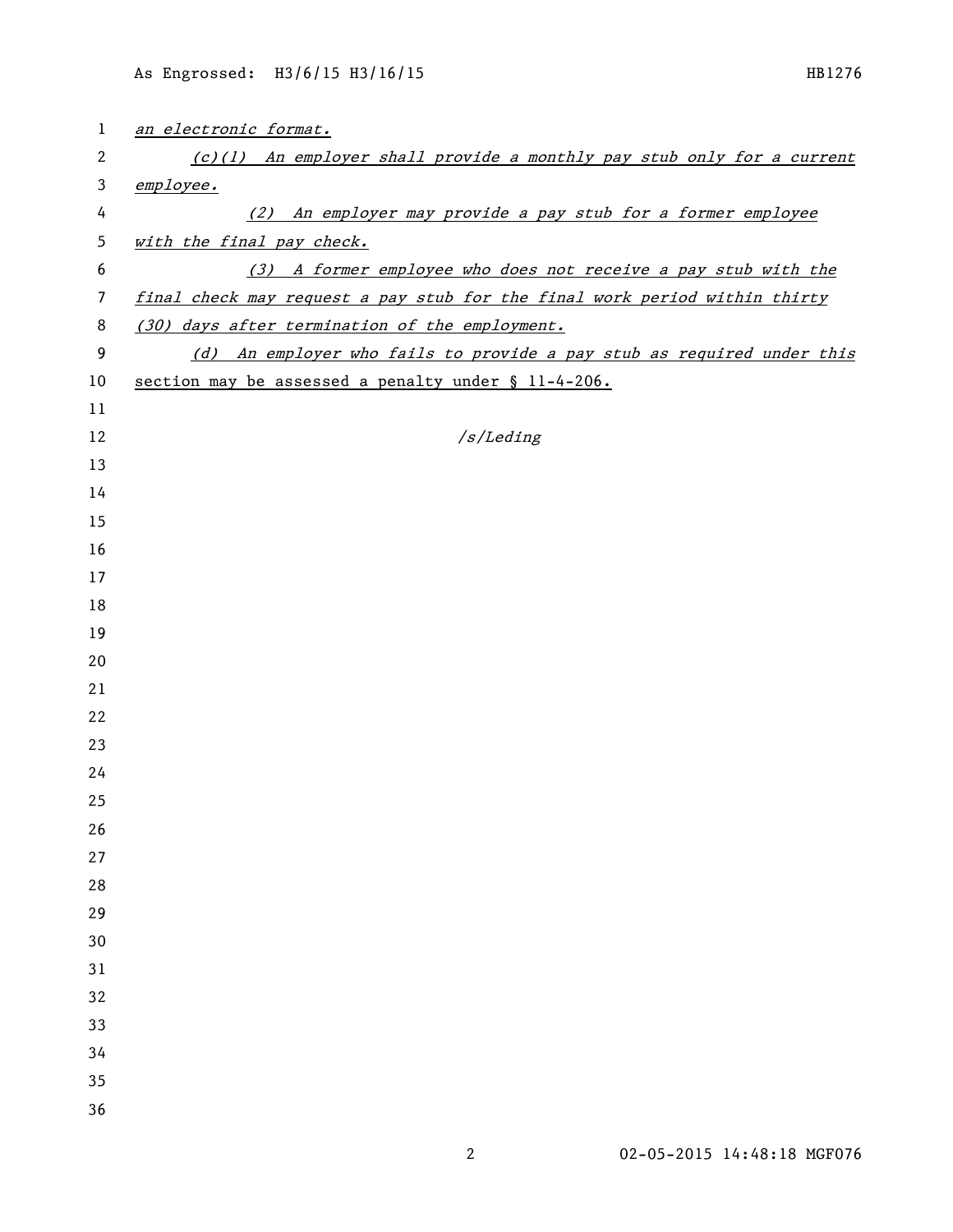*an electronic format.*

*(c)(1) An employer shall provide a monthly pay stub only for a current employee.*

*(2) An employer may provide a pay stub for a former employee with the final pay check.*

*(3) A former employee who does not receive a pay stub with the final check may request a pay stub for the final work period within thirty (30) days after termination of the employment.*

*(d) An employer who fails to provide a pay stub as required under this* section may be assessed a penalty under § 11-4-206.

*/s/Leding*